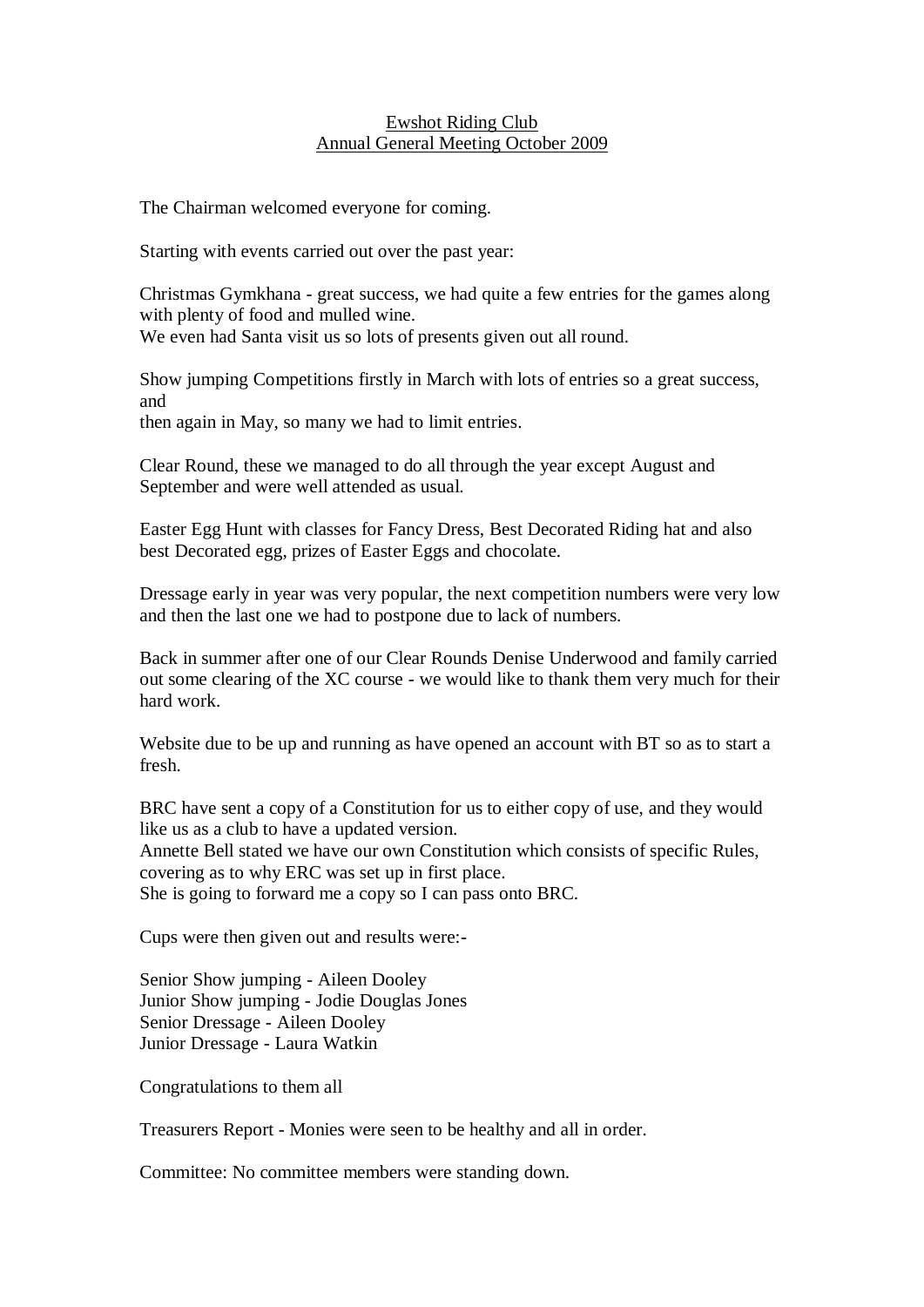# Ewshot Riding Club
## Annual General Meeting October 2009

The Chairman welcomed everyone for coming.

Starting with events carried out over the past year:

Christmas Gymkhana - great success, we had quite a few entries for the games along with plenty of food and mulled wine.
We even had Santa visit us so lots of presents given out all round.

Show jumping Competitions firstly in March with lots of entries so a great success, and
then again in May, so many we had to limit entries.

Clear Round, these we managed to do all through the year except August and September and were well attended as usual.

Easter Egg Hunt with classes for Fancy Dress, Best Decorated Riding hat and also best Decorated egg, prizes of Easter Eggs and chocolate.

Dressage early in year was very popular, the next competition numbers were very low and then the last one we had to postpone due to lack of numbers.

Back in summer after one of our Clear Rounds Denise Underwood and family carried out some clearing of the XC course - we would like to thank them very much for their hard work.

Website due to be up and running as have opened an account with BT so as to start a fresh.

BRC have sent a copy of a Constitution for us to either copy of use, and they would like us as a club to have a updated version.
Annette Bell stated we have our own Constitution which consists of specific Rules, covering as to why ERC was set up in first place.
She is going to forward me a copy so I can pass onto BRC.

Cups were then given out and results were:-

Senior Show jumping - Aileen Dooley
Junior Show jumping - Jodie Douglas Jones
Senior Dressage - Aileen Dooley
Junior Dressage - Laura Watkin

Congratulations to them all

Treasurers Report - Monies were seen to be healthy and all in order.

Committee: No committee members were standing down.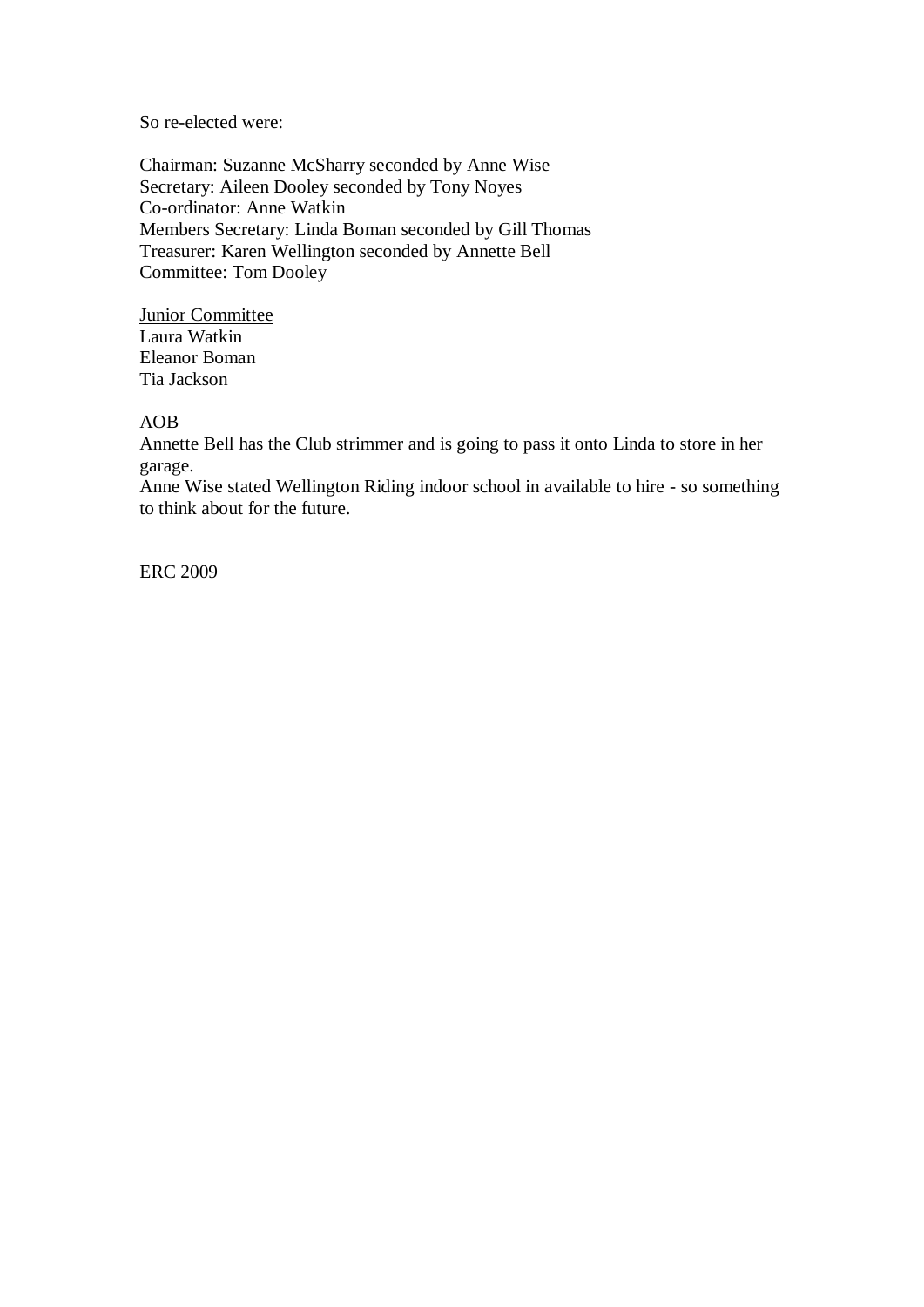So re-elected were:

Chairman: Suzanne McSharry seconded by Anne Wise
Secretary: Aileen Dooley seconded by Tony Noyes
Co-ordinator: Anne Watkin
Members Secretary: Linda Boman seconded by Gill Thomas
Treasurer: Karen Wellington seconded by Annette Bell
Committee: Tom Dooley

<u>Junior Committee</u>
Laura Watkin
Eleanor Boman
Tia Jackson

AOB
Annette Bell has the Club strimmer and is going to pass it onto Linda to store in her garage.
Anne Wise stated Wellington Riding indoor school in available to hire - so something to think about for the future.

ERC 2009